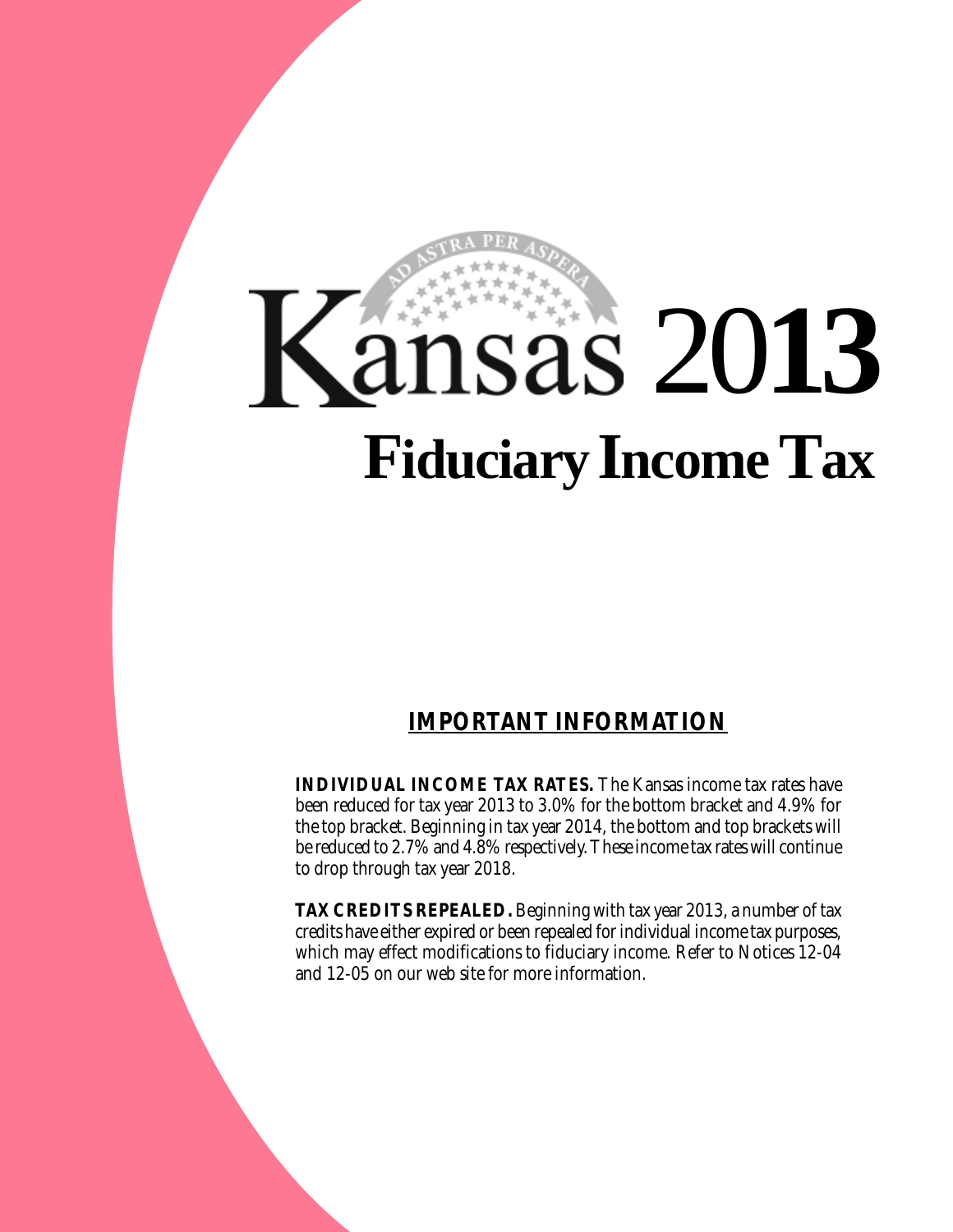# Kansas 2013

# Fiduciary Income Tax

## IMPORTANT INFORMATION

**INDIVIDUAL INCOME TAX RATES.** The Kansas income tax rates have been reduced for tax year 2013 to 3.0% for the bottom bracket and 4.9% for the top bracket. Beginning in tax year 2014, the bottom and top brackets will be reduced to 2.7% and 4.8% respectively. These income tax rates will continue to drop through tax year 2018.

**TAX CREDITS REPEALED.** Beginning with tax year 2013, a number of tax credits have either expired or been repealed for individual income tax purposes, which may effect modifications to fiduciary income. Refer to Notices 12-04 and 12-05 on our web site for more information.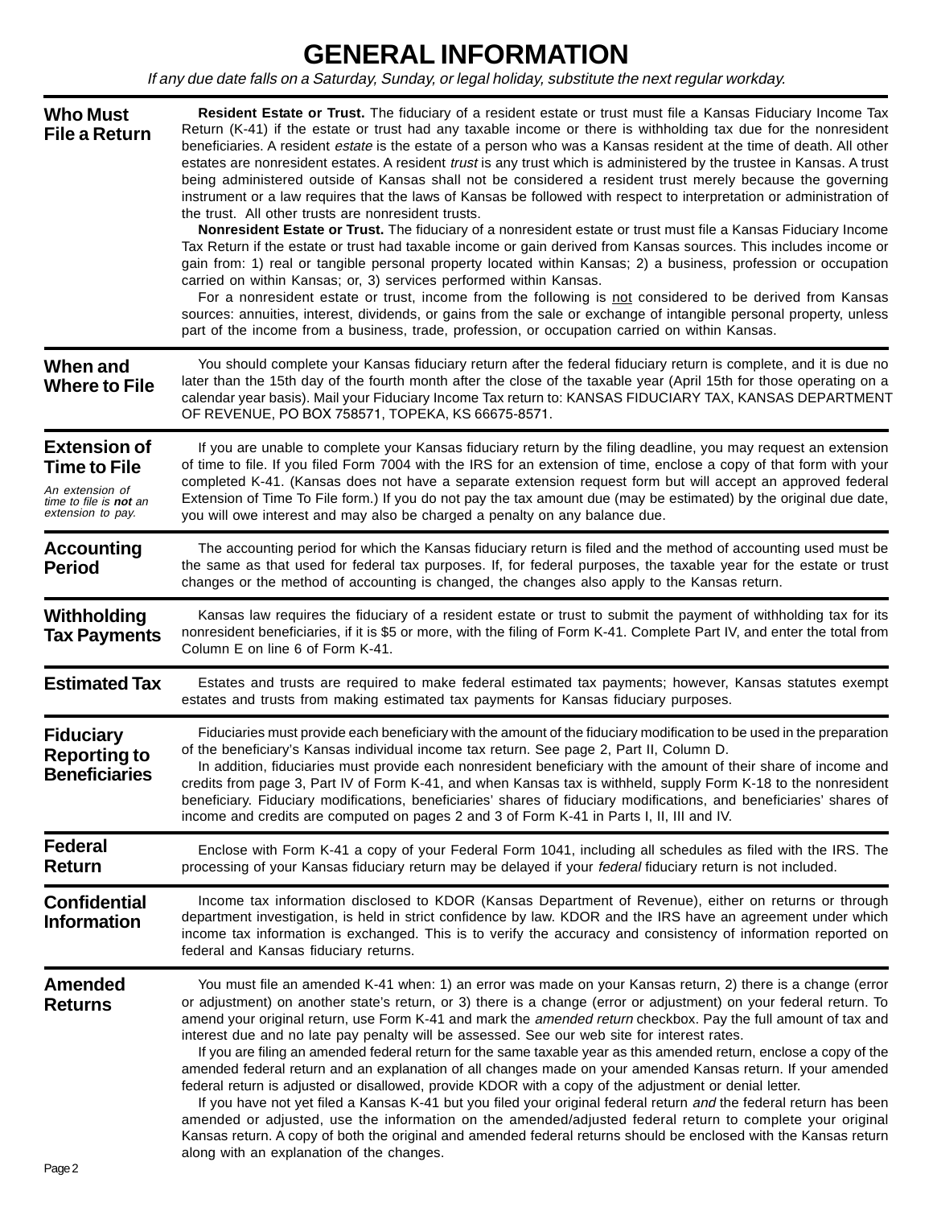# GENERAL INFORMATION

*If any due date falls on a Saturday, Sunday, or legal holiday, substitute the next regular workday.*

## Who Must File a Return

**Resident Estate or Trust.** The fiduciary of a resident estate or trust must file a Kansas Fiduciary Income Tax Return (K-41) if the estate or trust had any taxable income or there is withholding tax due for the nonresident beneficiaries. A resident *estate* is the estate of a person who was a Kansas resident at the time of death. All other estates are nonresident estates. A resident *trust* is any trust which is administered by the trustee in Kansas. A trust being administered outside of Kansas shall not be considered a resident trust merely because the governing instrument or a law requires that the laws of Kansas be followed with respect to interpretation or administration of the trust. All other trusts are nonresident trusts.

**Nonresident Estate or Trust.** The fiduciary of a nonresident estate or trust must file a Kansas Fiduciary Income Tax Return if the estate or trust had taxable income or gain derived from Kansas sources. This includes income or gain from: 1) real or tangible personal property located within Kansas; 2) a business, profession or occupation carried on within Kansas; or, 3) services performed within Kansas.

For a nonresident estate or trust, income from the following is not considered to be derived from Kansas sources: annuities, interest, dividends, or gains from the sale or exchange of intangible personal property, unless part of the income from a business, trade, profession, or occupation carried on within Kansas.

## When and Where to File

You should complete your Kansas fiduciary return after the federal fiduciary return is complete, and it is due no later than the 15th day of the fourth month after the close of the taxable year (April 15th for those operating on a calendar year basis). Mail your Fiduciary Income Tax return to: KANSAS FIDUCIARY TAX, KANSAS DEPARTMENT OF REVENUE, PO BOX 758571, TOPEKA, KS 66675-8571.

## Extension of Time to File

*An extension of time to file is **not** an extension to pay.*

If you are unable to complete your Kansas fiduciary return by the filing deadline, you may request an extension of time to file. If you filed Form 7004 with the IRS for an extension of time, enclose a copy of that form with your completed K-41. (Kansas does not have a separate extension request form but will accept an approved federal Extension of Time To File form.) If you do not pay the tax amount due (may be estimated) by the original due date, you will owe interest and may also be charged a penalty on any balance due.

## Accounting Period

The accounting period for which the Kansas fiduciary return is filed and the method of accounting used must be the same as that used for federal tax purposes. If, for federal purposes, the taxable year for the estate or trust changes or the method of accounting is changed, the changes also apply to the Kansas return.

## Withholding Tax Payments

Kansas law requires the fiduciary of a resident estate or trust to submit the payment of withholding tax for its nonresident beneficiaries, if it is $5 or more, with the filing of Form K-41. Complete Part IV, and enter the total from Column E on line 6 of Form K-41.

## Estimated Tax

Estates and trusts are required to make federal estimated tax payments; however, Kansas statutes exempt estates and trusts from making estimated tax payments for Kansas fiduciary purposes.

## Fiduciary Reporting to Beneficiaries

Fiduciaries must provide each beneficiary with the amount of the fiduciary modification to be used in the preparation of the beneficiary's Kansas individual income tax return. See page 2, Part II, Column D.

In addition, fiduciaries must provide each nonresident beneficiary with the amount of their share of income and credits from page 3, Part IV of Form K-41, and when Kansas tax is withheld, supply Form K-18 to the nonresident beneficiary. Fiduciary modifications, beneficiaries' shares of fiduciary modifications, and beneficiaries' shares of income and credits are computed on pages 2 and 3 of Form K-41 in Parts I, II, III and IV.

## Federal Return

Enclose with Form K-41 a copy of your Federal Form 1041, including all schedules as filed with the IRS. The processing of your Kansas fiduciary return may be delayed if your *federal* fiduciary return is not included.

## Confidential Information

Income tax information disclosed to KDOR (Kansas Department of Revenue), either on returns or through department investigation, is held in strict confidence by law. KDOR and the IRS have an agreement under which income tax information is exchanged. This is to verify the accuracy and consistency of information reported on federal and Kansas fiduciary returns.

## Amended Returns

You must file an amended K-41 when: 1) an error was made on your Kansas return, 2) there is a change (error or adjustment) on another state's return, or 3) there is a change (error or adjustment) on your federal return. To amend your original return, use Form K-41 and mark the *amended return* checkbox. Pay the full amount of tax and interest due and no late pay penalty will be assessed. See our web site for interest rates.

If you are filing an amended federal return for the same taxable year as this amended return, enclose a copy of the amended federal return and an explanation of all changes made on your amended Kansas return. If your amended federal return is adjusted or disallowed, provide KDOR with a copy of the adjustment or denial letter.

If you have not yet filed a Kansas K-41 but you filed your original federal return *and* the federal return has been amended or adjusted, use the information on the amended/adjusted federal return to complete your original Kansas return. A copy of both the original and amended federal returns should be enclosed with the Kansas return along with an explanation of the changes.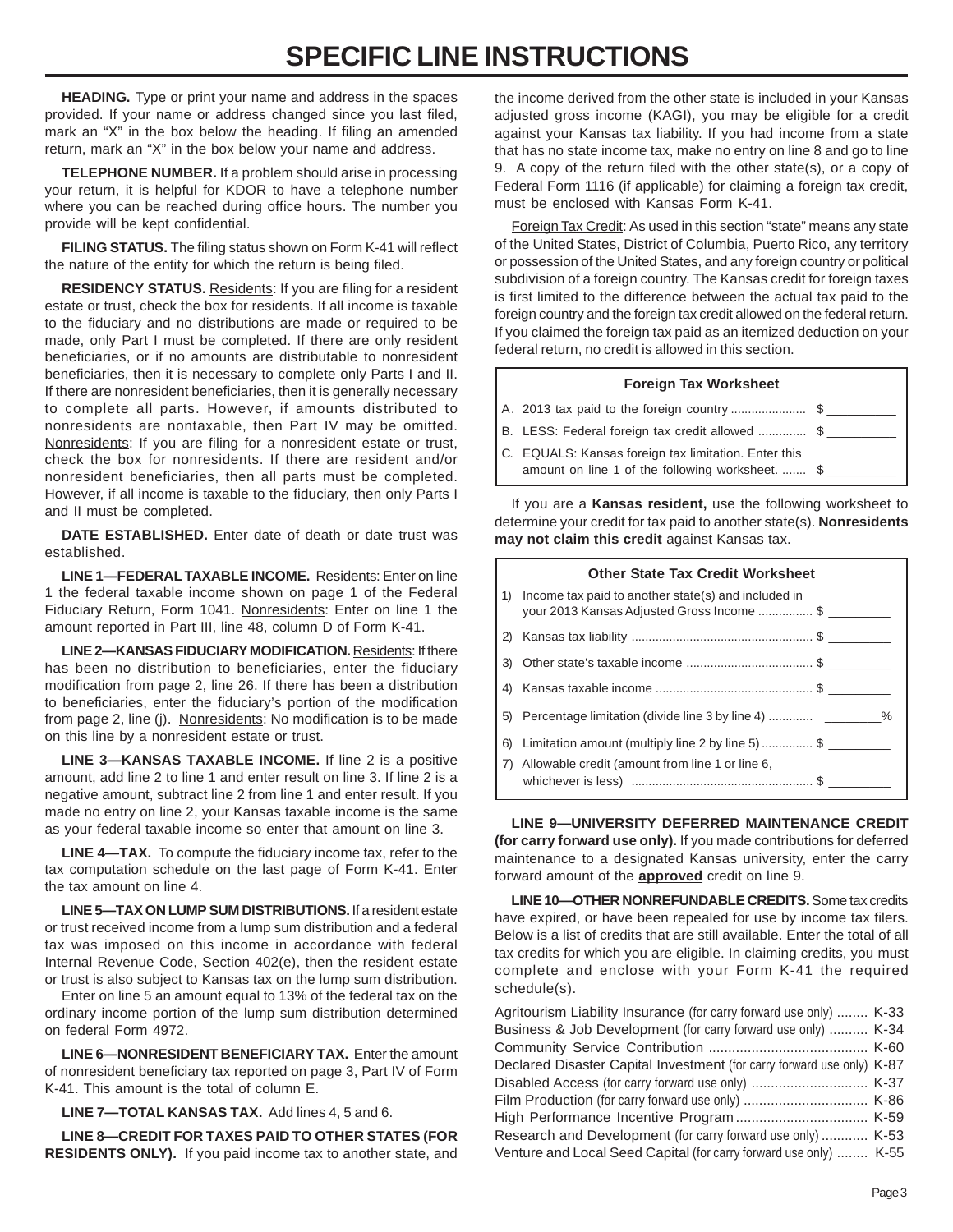# SPECIFIC LINE INSTRUCTIONS

**HEADING.** Type or print your name and address in the spaces provided. If your name or address changed since you last filed, mark an "X" in the box below the heading. If filing an amended return, mark an "X" in the box below your name and address.

**TELEPHONE NUMBER.** If a problem should arise in processing your return, it is helpful for KDOR to have a telephone number where you can be reached during office hours. The number you provide will be kept confidential.

**FILING STATUS.** The filing status shown on Form K-41 will reflect the nature of the entity for which the return is being filed.

**RESIDENCY STATUS.** Residents: If you are filing for a resident estate or trust, check the box for residents. If all income is taxable to the fiduciary and no distributions are made or required to be made, only Part I must be completed. If there are only resident beneficiaries, or if no amounts are distributable to nonresident beneficiaries, then it is necessary to complete only Parts I and II. If there are nonresident beneficiaries, then it is generally necessary to complete all parts. However, if amounts distributed to nonresidents are nontaxable, then Part IV may be omitted. Nonresidents: If you are filing for a nonresident estate or trust, check the box for nonresidents. If there are resident and/or nonresident beneficiaries, then all parts must be completed. However, if all income is taxable to the fiduciary, then only Parts I and II must be completed.

**DATE ESTABLISHED.** Enter date of death or date trust was established.

**LINE 1—FEDERAL TAXABLE INCOME.** Residents: Enter on line 1 the federal taxable income shown on page 1 of the Federal Fiduciary Return, Form 1041. Nonresidents: Enter on line 1 the amount reported in Part III, line 48, column D of Form K-41.

**LINE 2—KANSAS FIDUCIARY MODIFICATION.** Residents: If there has been no distribution to beneficiaries, enter the fiduciary modification from page 2, line 26. If there has been a distribution to beneficiaries, enter the fiduciary's portion of the modification from page 2, line (j). Nonresidents: No modification is to be made on this line by a nonresident estate or trust.

**LINE 3—KANSAS TAXABLE INCOME.** If line 2 is a positive amount, add line 2 to line 1 and enter result on line 3. If line 2 is a negative amount, subtract line 2 from line 1 and enter result. If you made no entry on line 2, your Kansas taxable income is the same as your federal taxable income so enter that amount on line 3.

**LINE 4—TAX.** To compute the fiduciary income tax, refer to the tax computation schedule on the last page of Form K-41. Enter the tax amount on line 4.

**LINE 5—TAX ON LUMP SUM DISTRIBUTIONS.** If a resident estate or trust received income from a lump sum distribution and a federal tax was imposed on this income in accordance with federal Internal Revenue Code, Section 402(e), then the resident estate or trust is also subject to Kansas tax on the lump sum distribution.

Enter on line 5 an amount equal to 13% of the federal tax on the ordinary income portion of the lump sum distribution determined on federal Form 4972.

**LINE 6—NONRESIDENT BENEFICIARY TAX.** Enter the amount of nonresident beneficiary tax reported on page 3, Part IV of Form K-41. This amount is the total of column E.

**LINE 7—TOTAL KANSAS TAX.** Add lines 4, 5 and 6.

**LINE 8—CREDIT FOR TAXES PAID TO OTHER STATES (FOR RESIDENTS ONLY).** If you paid income tax to another state, and the income derived from the other state is included in your Kansas adjusted gross income (KAGI), you may be eligible for a credit against your Kansas tax liability. If you had income from a state that has no state income tax, make no entry on line 8 and go to line 9. A copy of the return filed with the other state(s), or a copy of Federal Form 1116 (if applicable) for claiming a foreign tax credit, must be enclosed with Kansas Form K-41.

Foreign Tax Credit: As used in this section "state" means any state of the United States, District of Columbia, Puerto Rico, any territory or possession of the United States, and any foreign country or political subdivision of a foreign country. The Kansas credit for foreign taxes is first limited to the difference between the actual tax paid to the foreign country and the foreign tax credit allowed on the federal return. If you claimed the foreign tax paid as an itemized deduction on your federal return, no credit is allowed in this section.

| Foreign Tax Worksheet | |
|---|---|
| A. 2013 tax paid to the foreign country ...................... | $ __________ |
| B. LESS: Federal foreign tax credit allowed .............. | $ __________ |
| C. EQUALS: Kansas foreign tax limitation. Enter this amount on line 1 of the following worksheet. ....... | $ __________ |

If you are a **Kansas resident,** use the following worksheet to determine your credit for tax paid to another state(s). **Nonresidents may not claim this credit** against Kansas tax.

| Other State Tax Credit Worksheet | |
|---|---|
| 1) Income tax paid to another state(s) and included in your 2013 Kansas Adjusted Gross Income ................ | $ _________ |
| 2) Kansas tax liability ..................................................... | $ _________ |
| 3) Other state's taxable income ..................................... | $ _________ |
| 4) Kansas taxable income .............................................. | $ _________ |
| 5) Percentage limitation (divide line 3 by line 4) ............. | ________% |
| 6) Limitation amount (multiply line 2 by line 5) ............... | $ _________ |
| 7) Allowable credit (amount from line 1 or line 6, whichever is less) ..................................................... | $ _________ |

**LINE 9—UNIVERSITY DEFERRED MAINTENANCE CREDIT (for carry forward use only).** If you made contributions for deferred maintenance to a designated Kansas university, enter the carry forward amount of the **approved** credit on line 9.

**LINE 10—OTHER NONREFUNDABLE CREDITS.** Some tax credits have expired, or have been repealed for use by income tax filers. Below is a list of credits that are still available. Enter the total of all tax credits for which you are eligible. In claiming credits, you must complete and enclose with your Form K-41 the required schedule(s).

- Agritourism Liability Insurance (for carry forward use only) ........ K-33
- Business & Job Development (for carry forward use only) .......... K-34
- Community Service Contribution ......................................... K-60
- Declared Disaster Capital Investment (for carry forward use only) K-87
- Disabled Access (for carry forward use only) ............................. K-37
- Film Production (for carry forward use only) ................................ K-86
- High Performance Incentive Program .................................. K-59
- Research and Development (for carry forward use only) ............ K-53
- Venture and Local Seed Capital (for carry forward use only) ........ K-55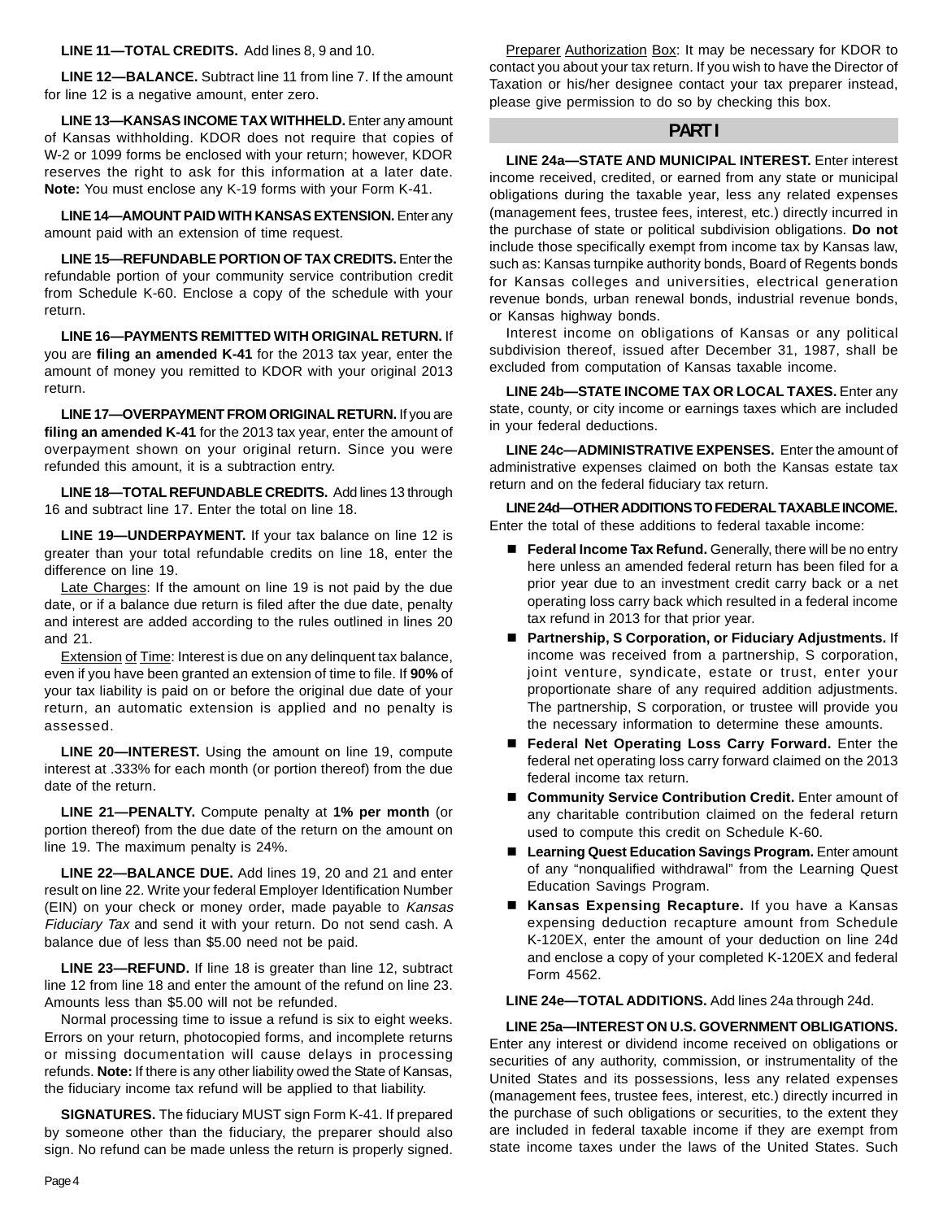**LINE 11—TOTAL CREDITS.** Add lines 8, 9 and 10.

**LINE 12—BALANCE.** Subtract line 11 from line 7. If the amount for line 12 is a negative amount, enter zero.

**LINE 13—KANSAS INCOME TAX WITHHELD.** Enter any amount of Kansas withholding. KDOR does not require that copies of W-2 or 1099 forms be enclosed with your return; however, KDOR reserves the right to ask for this information at a later date. **Note:** You must enclose any K-19 forms with your Form K-41.

**LINE 14—AMOUNT PAID WITH KANSAS EXTENSION.** Enter any amount paid with an extension of time request.

**LINE 15—REFUNDABLE PORTION OF TAX CREDITS.** Enter the refundable portion of your community service contribution credit from Schedule K-60. Enclose a copy of the schedule with your return.

**LINE 16—PAYMENTS REMITTED WITH ORIGINAL RETURN.** If you are **filing an amended K-41** for the 2013 tax year, enter the amount of money you remitted to KDOR with your original 2013 return.

**LINE 17—OVERPAYMENT FROM ORIGINAL RETURN.** If you are **filing an amended K-41** for the 2013 tax year, enter the amount of overpayment shown on your original return. Since you were refunded this amount, it is a subtraction entry.

**LINE 18—TOTAL REFUNDABLE CREDITS.** Add lines 13 through 16 and subtract line 17. Enter the total on line 18.

**LINE 19—UNDERPAYMENT.** If your tax balance on line 12 is greater than your total refundable credits on line 18, enter the difference on line 19.

Late Charges: If the amount on line 19 is not paid by the due date, or if a balance due return is filed after the due date, penalty and interest are added according to the rules outlined in lines 20 and 21.

Extension of Time: Interest is due on any delinquent tax balance, even if you have been granted an extension of time to file. If **90%** of your tax liability is paid on or before the original due date of your return, an automatic extension is applied and no penalty is assessed.

**LINE 20—INTEREST.** Using the amount on line 19, compute interest at .333% for each month (or portion thereof) from the due date of the return.

**LINE 21—PENALTY.** Compute penalty at **1% per month** (or portion thereof) from the due date of the return on the amount on line 19. The maximum penalty is 24%.

**LINE 22—BALANCE DUE.** Add lines 19, 20 and 21 and enter result on line 22. Write your federal Employer Identification Number (EIN) on your check or money order, made payable to *Kansas Fiduciary Tax* and send it with your return. Do not send cash. A balance due of less than $5.00 need not be paid.

**LINE 23—REFUND.** If line 18 is greater than line 12, subtract line 12 from line 18 and enter the amount of the refund on line 23. Amounts less than $5.00 will not be refunded.

Normal processing time to issue a refund is six to eight weeks. Errors on your return, photocopied forms, and incomplete returns or missing documentation will cause delays in processing refunds. **Note:** If there is any other liability owed the State of Kansas, the fiduciary income tax refund will be applied to that liability.

**SIGNATURES.** The fiduciary MUST sign Form K-41. If prepared by someone other than the fiduciary, the preparer should also sign. No refund can be made unless the return is properly signed.

Preparer Authorization Box: It may be necessary for KDOR to contact you about your tax return. If you wish to have the Director of Taxation or his/her designee contact your tax preparer instead, please give permission to do so by checking this box.

## PART I

**LINE 24a—STATE AND MUNICIPAL INTEREST.** Enter interest income received, credited, or earned from any state or municipal obligations during the taxable year, less any related expenses (management fees, trustee fees, interest, etc.) directly incurred in the purchase of state or political subdivision obligations. **Do not** include those specifically exempt from income tax by Kansas law, such as: Kansas turnpike authority bonds, Board of Regents bonds for Kansas colleges and universities, electrical generation revenue bonds, urban renewal bonds, industrial revenue bonds, or Kansas highway bonds.

Interest income on obligations of Kansas or any political subdivision thereof, issued after December 31, 1987, shall be excluded from computation of Kansas taxable income.

**LINE 24b—STATE INCOME TAX OR LOCAL TAXES.** Enter any state, county, or city income or earnings taxes which are included in your federal deductions.

**LINE 24c—ADMINISTRATIVE EXPENSES.** Enter the amount of administrative expenses claimed on both the Kansas estate tax return and on the federal fiduciary tax return.

**LINE 24d—OTHER ADDITIONS TO FEDERAL TAXABLE INCOME.** Enter the total of these additions to federal taxable income:

- **Federal Income Tax Refund.** Generally, there will be no entry here unless an amended federal return has been filed for a prior year due to an investment credit carry back or a net operating loss carry back which resulted in a federal income tax refund in 2013 for that prior year.
- **Partnership, S Corporation, or Fiduciary Adjustments.** If income was received from a partnership, S corporation, joint venture, syndicate, estate or trust, enter your proportionate share of any required addition adjustments. The partnership, S corporation, or trustee will provide you the necessary information to determine these amounts.
- **Federal Net Operating Loss Carry Forward.** Enter the federal net operating loss carry forward claimed on the 2013 federal income tax return.
- **Community Service Contribution Credit.** Enter amount of any charitable contribution claimed on the federal return used to compute this credit on Schedule K-60.
- **Learning Quest Education Savings Program.** Enter amount of any "nonqualified withdrawal" from the Learning Quest Education Savings Program.
- **Kansas Expensing Recapture.** If you have a Kansas expensing deduction recapture amount from Schedule K-120EX, enter the amount of your deduction on line 24d and enclose a copy of your completed K-120EX and federal Form 4562.

**LINE 24e—TOTAL ADDITIONS.** Add lines 24a through 24d.

**LINE 25a—INTEREST ON U.S. GOVERNMENT OBLIGATIONS.** Enter any interest or dividend income received on obligations or securities of any authority, commission, or instrumentality of the United States and its possessions, less any related expenses (management fees, trustee fees, interest, etc.) directly incurred in the purchase of such obligations or securities, to the extent they are included in federal taxable income if they are exempt from state income taxes under the laws of the United States. Such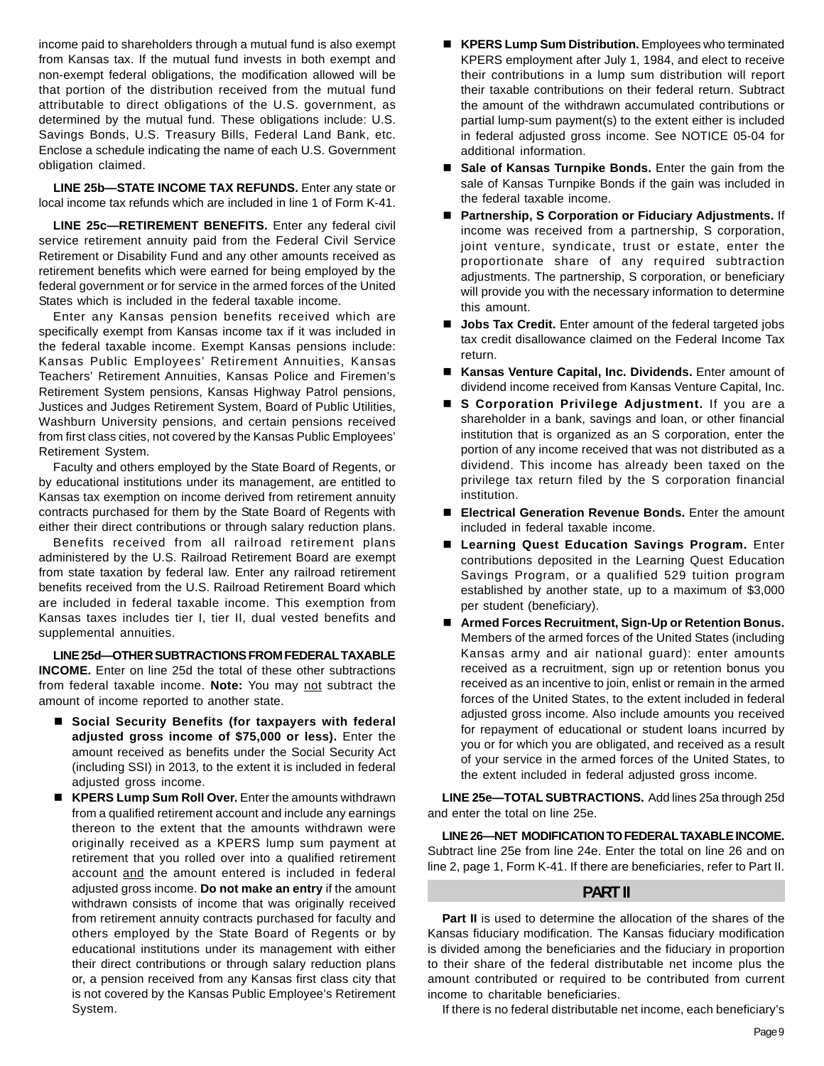income paid to shareholders through a mutual fund is also exempt from Kansas tax. If the mutual fund invests in both exempt and non-exempt federal obligations, the modification allowed will be that portion of the distribution received from the mutual fund attributable to direct obligations of the U.S. government, as determined by the mutual fund. These obligations include: U.S. Savings Bonds, U.S. Treasury Bills, Federal Land Bank, etc. Enclose a schedule indicating the name of each U.S. Government obligation claimed.

**LINE 25b—STATE INCOME TAX REFUNDS.** Enter any state or local income tax refunds which are included in line 1 of Form K-41.

**LINE 25c—RETIREMENT BENEFITS.** Enter any federal civil service retirement annuity paid from the Federal Civil Service Retirement or Disability Fund and any other amounts received as retirement benefits which were earned for being employed by the federal government or for service in the armed forces of the United States which is included in the federal taxable income.

Enter any Kansas pension benefits received which are specifically exempt from Kansas income tax if it was included in the federal taxable income. Exempt Kansas pensions include: Kansas Public Employees' Retirement Annuities, Kansas Teachers' Retirement Annuities, Kansas Police and Firemen's Retirement System pensions, Kansas Highway Patrol pensions, Justices and Judges Retirement System, Board of Public Utilities, Washburn University pensions, and certain pensions received from first class cities, not covered by the Kansas Public Employees' Retirement System.

Faculty and others employed by the State Board of Regents, or by educational institutions under its management, are entitled to Kansas tax exemption on income derived from retirement annuity contracts purchased for them by the State Board of Regents with either their direct contributions or through salary reduction plans.

Benefits received from all railroad retirement plans administered by the U.S. Railroad Retirement Board are exempt from state taxation by federal law. Enter any railroad retirement benefits received from the U.S. Railroad Retirement Board which are included in federal taxable income. This exemption from Kansas taxes includes tier I, tier II, dual vested benefits and supplemental annuities.

**LINE 25d—OTHER SUBTRACTIONS FROM FEDERAL TAXABLE INCOME.** Enter on line 25d the total of these other subtractions from federal taxable income. **Note:** You may not subtract the amount of income reported to another state.

- **Social Security Benefits (for taxpayers with federal adjusted gross income of $75,000 or less).** Enter the amount received as benefits under the Social Security Act (including SSI) in 2013, to the extent it is included in federal adjusted gross income.
- **KPERS Lump Sum Roll Over.** Enter the amounts withdrawn from a qualified retirement account and include any earnings thereon to the extent that the amounts withdrawn were originally received as a KPERS lump sum payment at retirement that you rolled over into a qualified retirement account and the amount entered is included in federal adjusted gross income. **Do not make an entry** if the amount withdrawn consists of income that was originally received from retirement annuity contracts purchased for faculty and others employed by the State Board of Regents or by educational institutions under its management with either their direct contributions or through salary reduction plans or, a pension received from any Kansas first class city that is not covered by the Kansas Public Employee's Retirement System.
- **KPERS Lump Sum Distribution.** Employees who terminated KPERS employment after July 1, 1984, and elect to receive their contributions in a lump sum distribution will report their taxable contributions on their federal return. Subtract the amount of the withdrawn accumulated contributions or partial lump-sum payment(s) to the extent either is included in federal adjusted gross income. See NOTICE 05-04 for additional information.
- **Sale of Kansas Turnpike Bonds.** Enter the gain from the sale of Kansas Turnpike Bonds if the gain was included in the federal taxable income.
- **Partnership, S Corporation or Fiduciary Adjustments.** If income was received from a partnership, S corporation, joint venture, syndicate, trust or estate, enter the proportionate share of any required subtraction adjustments. The partnership, S corporation, or beneficiary will provide you with the necessary information to determine this amount.
- **Jobs Tax Credit.** Enter amount of the federal targeted jobs tax credit disallowance claimed on the Federal Income Tax return.
- **Kansas Venture Capital, Inc. Dividends.** Enter amount of dividend income received from Kansas Venture Capital, Inc.
- **S Corporation Privilege Adjustment.** If you are a shareholder in a bank, savings and loan, or other financial institution that is organized as an S corporation, enter the portion of any income received that was not distributed as a dividend. This income has already been taxed on the privilege tax return filed by the S corporation financial institution.
- **Electrical Generation Revenue Bonds.** Enter the amount included in federal taxable income.
- **Learning Quest Education Savings Program.** Enter contributions deposited in the Learning Quest Education Savings Program, or a qualified 529 tuition program established by another state, up to a maximum of $3,000 per student (beneficiary).
- **Armed Forces Recruitment, Sign-Up or Retention Bonus.** Members of the armed forces of the United States (including Kansas army and air national guard): enter amounts received as a recruitment, sign up or retention bonus you received as an incentive to join, enlist or remain in the armed forces of the United States, to the extent included in federal adjusted gross income. Also include amounts you received for repayment of educational or student loans incurred by you or for which you are obligated, and received as a result of your service in the armed forces of the United States, to the extent included in federal adjusted gross income.

**LINE 25e—TOTAL SUBTRACTIONS.** Add lines 25a through 25d and enter the total on line 25e.

**LINE 26—NET MODIFICATION TO FEDERAL TAXABLE INCOME.** Subtract line 25e from line 24e. Enter the total on line 26 and on line 2, page 1, Form K-41. If there are beneficiaries, refer to Part II.

## PART II

**Part II** is used to determine the allocation of the shares of the Kansas fiduciary modification. The Kansas fiduciary modification is divided among the beneficiaries and the fiduciary in proportion to their share of the federal distributable net income plus the amount contributed or required to be contributed from current income to charitable beneficiaries.

If there is no federal distributable net income, each beneficiary's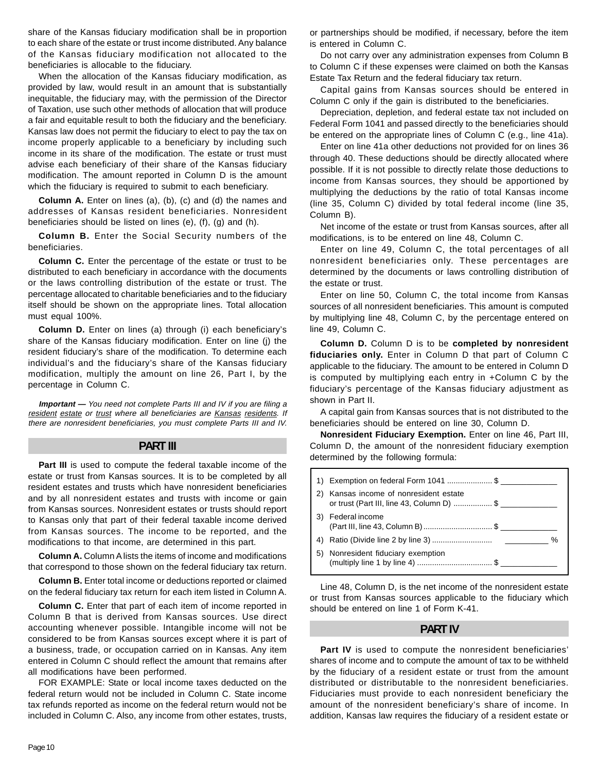share of the Kansas fiduciary modification shall be in proportion to each share of the estate or trust income distributed. Any balance of the Kansas fiduciary modification not allocated to the beneficiaries is allocable to the fiduciary.

When the allocation of the Kansas fiduciary modification, as provided by law, would result in an amount that is substantially inequitable, the fiduciary may, with the permission of the Director of Taxation, use such other methods of allocation that will produce a fair and equitable result to both the fiduciary and the beneficiary. Kansas law does not permit the fiduciary to elect to pay the tax on income properly applicable to a beneficiary by including such income in its share of the modification. The estate or trust must advise each beneficiary of their share of the Kansas fiduciary modification. The amount reported in Column D is the amount which the fiduciary is required to submit to each beneficiary.

**Column A.** Enter on lines (a), (b), (c) and (d) the names and addresses of Kansas resident beneficiaries. Nonresident beneficiaries should be listed on lines (e), (f), (g) and (h).

**Column B.** Enter the Social Security numbers of the beneficiaries.

**Column C.** Enter the percentage of the estate or trust to be distributed to each beneficiary in accordance with the documents or the laws controlling distribution of the estate or trust. The percentage allocated to charitable beneficiaries and to the fiduciary itself should be shown on the appropriate lines. Total allocation must equal 100%.

**Column D.** Enter on lines (a) through (i) each beneficiary's share of the Kansas fiduciary modification. Enter on line (j) the resident fiduciary's share of the modification. To determine each individual's and the fiduciary's share of the Kansas fiduciary modification, multiply the amount on line 26, Part I, by the percentage in Column C.

***Important —*** *You need not complete Parts III and IV if you are filing a resident estate or trust where all beneficiaries are Kansas residents. If there are nonresident beneficiaries, you must complete Parts III and IV.*

## PART III

**Part III** is used to compute the federal taxable income of the estate or trust from Kansas sources. It is to be completed by all resident estates and trusts which have nonresident beneficiaries and by all nonresident estates and trusts with income or gain from Kansas sources. Nonresident estates or trusts should report to Kansas only that part of their federal taxable income derived from Kansas sources. The income to be reported, and the modifications to that income, are determined in this part.

**Column A.** Column A lists the items of income and modifications that correspond to those shown on the federal fiduciary tax return.

**Column B.** Enter total income or deductions reported or claimed on the federal fiduciary tax return for each item listed in Column A.

**Column C.** Enter that part of each item of income reported in Column B that is derived from Kansas sources. Use direct accounting whenever possible. Intangible income will not be considered to be from Kansas sources except where it is part of a business, trade, or occupation carried on in Kansas. Any item entered in Column C should reflect the amount that remains after all modifications have been performed.

FOR EXAMPLE: State or local income taxes deducted on the federal return would not be included in Column C. State income tax refunds reported as income on the federal return would not be included in Column C. Also, any income from other estates, trusts, or partnerships should be modified, if necessary, before the item is entered in Column C.

Do not carry over any administration expenses from Column B to Column C if these expenses were claimed on both the Kansas Estate Tax Return and the federal fiduciary tax return.

Capital gains from Kansas sources should be entered in Column C only if the gain is distributed to the beneficiaries.

Depreciation, depletion, and federal estate tax not included on Federal Form 1041 and passed directly to the beneficiaries should be entered on the appropriate lines of Column C (e.g., line 41a).

Enter on line 41a other deductions not provided for on lines 36 through 40. These deductions should be directly allocated where possible. If it is not possible to directly relate those deductions to income from Kansas sources, they should be apportioned by multiplying the deductions by the ratio of total Kansas income (line 35, Column C) divided by total federal income (line 35, Column B).

Net income of the estate or trust from Kansas sources, after all modifications, is to be entered on line 48, Column C.

Enter on line 49, Column C, the total percentages of all nonresident beneficiaries only. These percentages are determined by the documents or laws controlling distribution of the estate or trust.

Enter on line 50, Column C, the total income from Kansas sources of all nonresident beneficiaries. This amount is computed by multiplying line 48, Column C, by the percentage entered on line 49, Column C.

**Column D.** Column D is to be **completed by nonresident fiduciaries only.** Enter in Column D that part of Column C applicable to the fiduciary. The amount to be entered in Column D is computed by multiplying each entry in +Column C by the fiduciary's percentage of the Kansas fiduciary adjustment as shown in Part II.

A capital gain from Kansas sources that is not distributed to the beneficiaries should be entered on line 30, Column D.

**Nonresident Fiduciary Exemption.** Enter on line 46, Part III, Column D, the amount of the nonresident fiduciary exemption determined by the following formula:

| | | |
|---|---|---|
| 1) | Exemption on federal Form 1041 .................... | $ ____________ |
| 2) | Kansas income of nonresident estate or trust (Part III, line 43, Column D) ................. | $ ____________ |
| 3) | Federal income (Part III, line 43, Column B)................................ | $ ____________ |
| 4) | Ratio (Divide line 2 by line 3) ........................... | ________ % |
| 5) | Nonresident fiduciary exemption (multiply line 1 by line 4) .................................. | $ ____________ |

Line 48, Column D, is the net income of the nonresident estate or trust from Kansas sources applicable to the fiduciary which should be entered on line 1 of Form K-41.

## PART IV

**Part IV** is used to compute the nonresident beneficiaries' shares of income and to compute the amount of tax to be withheld by the fiduciary of a resident estate or trust from the amount distributed or distributable to the nonresident beneficiaries. Fiduciaries must provide to each nonresident beneficiary the amount of the nonresident beneficiary's share of income. In addition, Kansas law requires the fiduciary of a resident estate or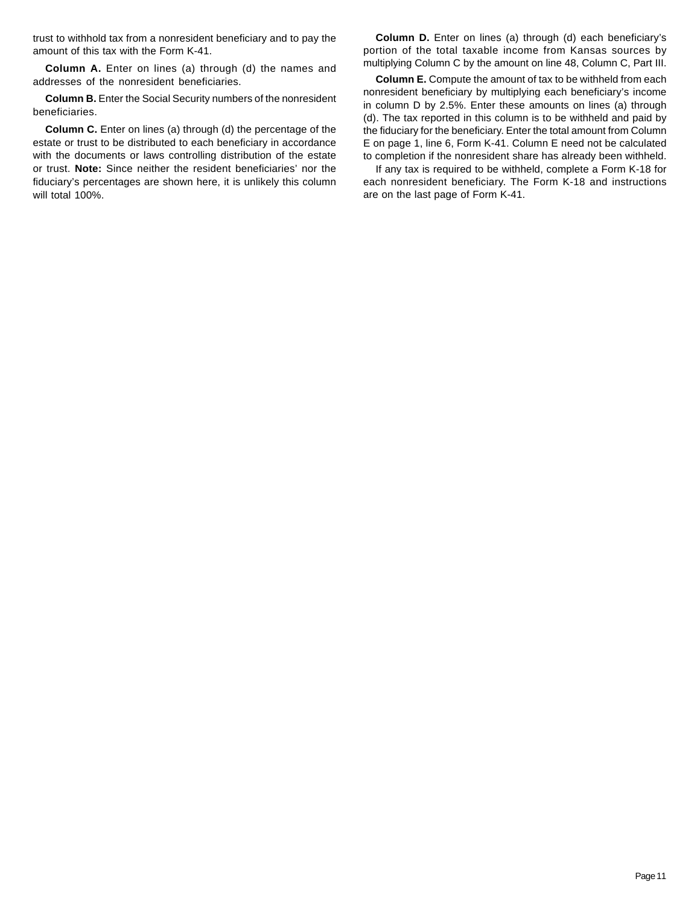trust to withhold tax from a nonresident beneficiary and to pay the amount of this tax with the Form K-41.

**Column A.** Enter on lines (a) through (d) the names and addresses of the nonresident beneficiaries.

**Column B.** Enter the Social Security numbers of the nonresident beneficiaries.

**Column C.** Enter on lines (a) through (d) the percentage of the estate or trust to be distributed to each beneficiary in accordance with the documents or laws controlling distribution of the estate or trust. **Note:** Since neither the resident beneficiaries' nor the fiduciary's percentages are shown here, it is unlikely this column will total 100%.

**Column D.** Enter on lines (a) through (d) each beneficiary's portion of the total taxable income from Kansas sources by multiplying Column C by the amount on line 48, Column C, Part III.

**Column E.** Compute the amount of tax to be withheld from each nonresident beneficiary by multiplying each beneficiary's income in column D by 2.5%. Enter these amounts on lines (a) through (d). The tax reported in this column is to be withheld and paid by the fiduciary for the beneficiary. Enter the total amount from Column E on page 1, line 6, Form K-41. Column E need not be calculated to completion if the nonresident share has already been withheld.

If any tax is required to be withheld, complete a Form K-18 for each nonresident beneficiary. The Form K-18 and instructions are on the last page of Form K-41.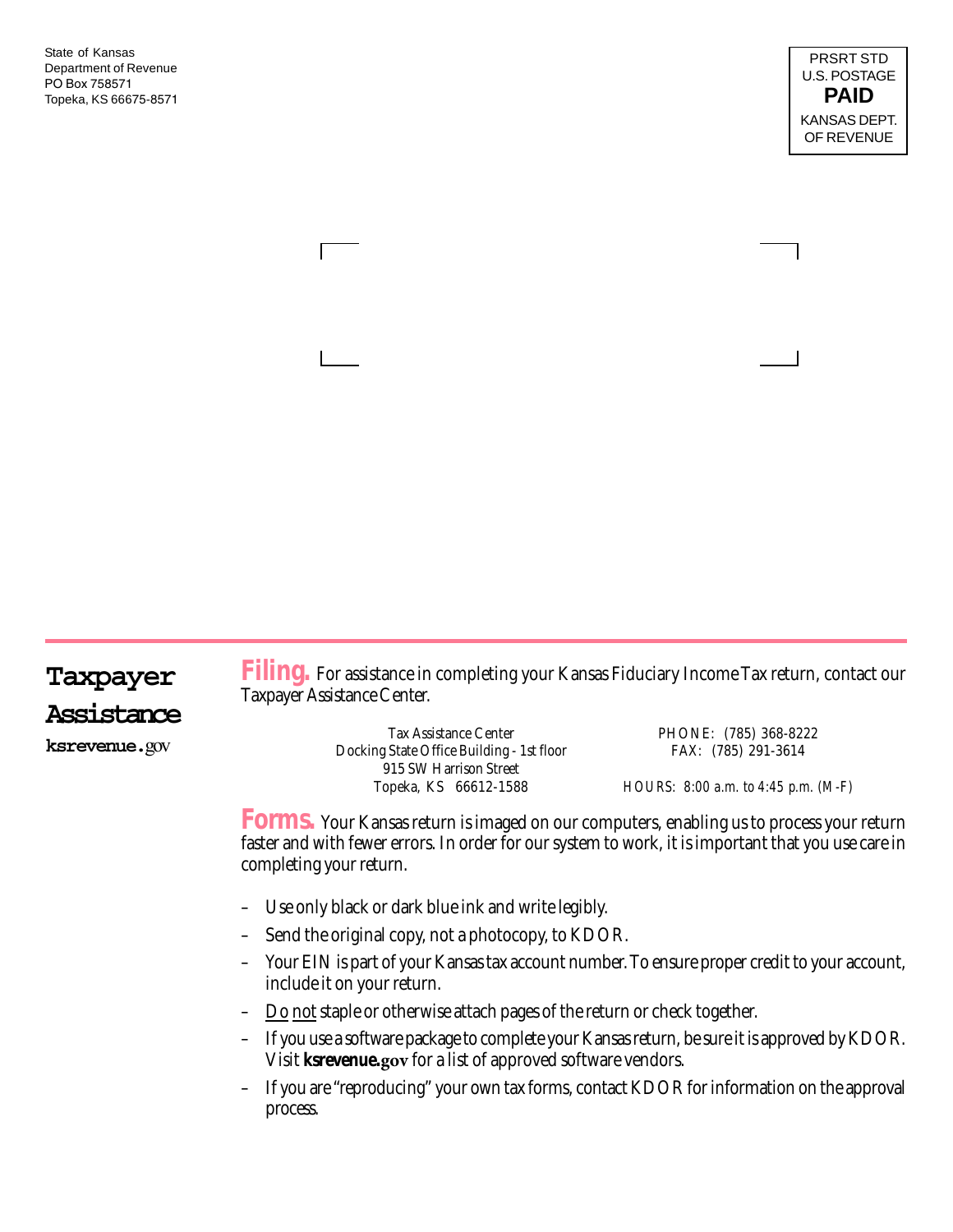State of Kansas
Department of Revenue
PO Box 758571
Topeka, KS 66675-8571

PRSRT STD
U.S. POSTAGE
**PAID**
KANSAS DEPT.
OF REVENUE

## Taxpayer Assistance

**ksrevenue.gov**

**Filing.** For assistance in completing your Kansas Fiduciary Income Tax return, contact our Taxpayer Assistance Center.

Tax Assistance Center
Docking State Office Building - 1st floor
915 SW Harrison Street
Topeka, KS 66612-1588

PHONE: (785) 368-8222
FAX: (785) 291-3614

HOURS: 8:00 a.m. to 4:45 p.m. (M-F)

**Forms.** Your Kansas return is imaged on our computers, enabling us to process your return faster and with fewer errors. In order for our system to work, it is important that you use care in completing your return.

- Use only black or dark blue ink and write legibly.
- Send the original copy, not a photocopy, to KDOR.
- Your EIN is part of your Kansas tax account number. To ensure proper credit to your account, include it on your return.
- Do not staple or otherwise attach pages of the return or check together.
- If you use a software package to complete your Kansas return, be sure it is approved by KDOR. Visit **ksrevenue.gov** for a list of approved software vendors.
- If you are "reproducing" your own tax forms, contact KDOR for information on the approval process.